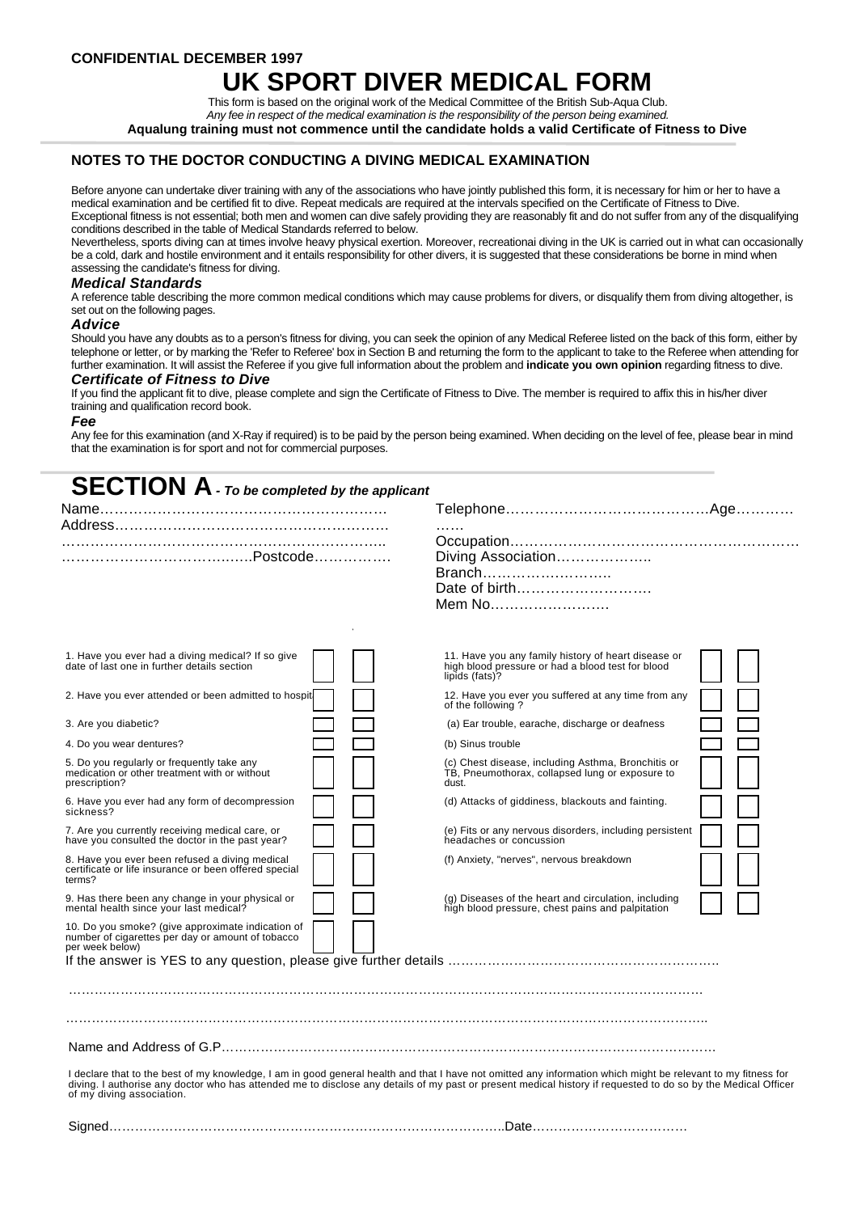**CONFIDENTIAL DECEMBER 1997**

# UK SPORT DIVER MEDICAL FORM

This form is based on the original work of the Medical Committee of the British Sub-Aqua Club.

*Any fee in respect of the medical examination is the responsibility of the person being examined.*

**Aqualung training must not commence until the candidate holds a valid Certificate of Fitness to Dive**

## NOTES TO THE DOCTOR CONDUCTING A DIVING MEDICAL EXAMINATION

Before anyone can undertake diver training with any of the associations who have jointly published this form, it is necessary for him or her to have a medical examination and be certified fit to dive. Repeat medicals are required at the intervals specified on the Certificate of Fitness to Dive. Exceptional fitness is not essential; both men and women can dive safely providing they are reasonably fit and do not suffer from any of the disqualifying conditions described in the table of Medical Standards referred to below.

Nevertheless, sports diving can at times involve heavy physical exertion. Moreover, recreationai diving in the UK is carried out in what can occasionally be a cold, dark and hostile environment and it entails responsibility for other divers, it is suggested that these considerations be borne in mind when assessing the candidate's fitness for diving.

### *Medical Standards*

A reference table describing the more common medical conditions which may cause problems for divers, or disqualify them from diving altogether, is set out on the following pages.

### *Advice*

Should you have any doubts as to a person's fitness for diving, you can seek the opinion of any Medical Referee listed on the back of this form, either by telephone or letter, or by marking the 'Refer to Referee' box in Section B and returning the form to the applicant to take to the Referee when attending for further examination. It will assist the Referee if you give full information about the problem and **indicate you own opinion** regarding fitness to dive.

### *Certificate of Fitness to Dive*

If you find the applicant fit to dive, please complete and sign the Certificate of Fitness to Dive. The member is required to affix this in his/her diver training and qualification record book.

### *Fee*

Any fee for this examination (and X-Ray if required) is to be paid by the person being examined. When deciding on the level of fee, please bear in mind that the examination is for sport and not for commercial purposes.

## SECTION A *- To be completed by the applicant*

Name…………………………………………………… Telephone……………………………………Age…………

Address…………………………………………………… ……

………………………………………………………….. Occupation……………………………………………………

……………………………..….Postcode……………. Diving Association………………..

Branch………………………..

Date of birth……………………….

Mem No…………………….

| | | |
|---|---|---|
| 1. Have you ever had a diving medical? If so give date of last one in further details section | ☐ | ☐ |
| 2. Have you ever attended or been admitted to hospit | ☐ | ☐ |
| 3. Are you diabetic? | ☐ | ☐ |
| 4. Do you wear dentures? | ☐ | ☐ |
| 5. Do you regularly or frequently take any medication or other treatment with or without prescription? | ☐ | ☐ |
| 6. Have you ever had any form of decompression sickness? | ☐ | ☐ |
| 7. Are you currently receiving medical care, or have you consulted the doctor in the past year? | ☐ | ☐ |
| 8. Have you ever been refused a diving medical certificate or life insurance or been offered special terms? | ☐ | ☐ |
| 9. Has there been any change in your physical or mental health since your last medical? | ☐ | ☐ |
| 10. Do you smoke? (give approximate indication of number of cigarettes per day or amount of tobacco per week below) | ☐ | ☐ |
| 11. Have you any family history of heart disease or high blood pressure or had a blood test for blood lipids (fats)? | ☐ | ☐ |
| 12. Have you ever you suffered at any time from any of the following ? | ☐ | ☐ |
| (a) Ear trouble, earache, discharge or deafness | ☐ | ☐ |
| (b) Sinus trouble | ☐ | ☐ |
| (c) Chest disease, including Asthma, Bronchitis or TB, Pneumothorax, collapsed lung or exposure to dust. | ☐ | ☐ |
| (d) Attacks of giddiness, blackouts and fainting. | ☐ | ☐ |
| (e) Fits or any nervous disorders, including persistent headaches or concussion | ☐ | ☐ |
| (f) Anxiety, "nerves", nervous breakdown | ☐ | ☐ |
| (g) Diseases of the heart and circulation, including high blood pressure, chest pains and palpitation | ☐ | ☐ |

If the answer is YES to any question, please give further details ………………………………………………………

…………………………………………………………………………………………………………………………………

…………………………………………………………………………………………………………………………………

Name and Address of G.P…………………………………………………………………………………………………

I declare that to the best of my knowledge, I am in good general health and that I have not omitted any information which might be relevant to my fitness for diving. I authorise any doctor who has attended me to disclose any details of my past or present medical history if requested to do so by the Medical Officer of my diving association.

Signed…………………………………………………………………………………..Date………………………………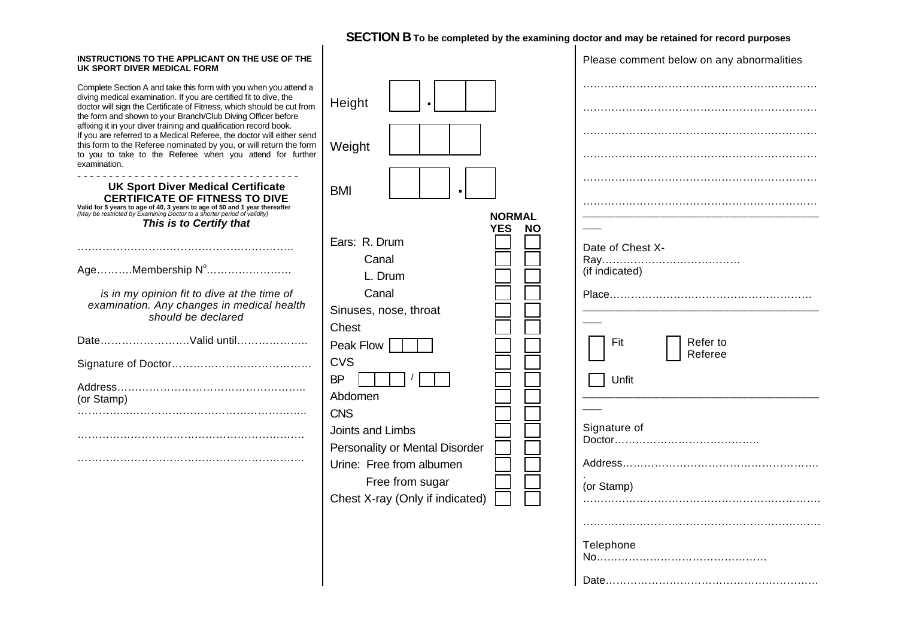## SECTION B To be completed by the examining doctor and may be retained for record purposes

**INSTRUCTIONS TO THE APPLICANT ON THE USE OF THE UK SPORT DIVER MEDICAL FORM**

Complete Section A and take this form with you when you attend a diving medical examination. If you are certified fit to dive, the doctor will sign the Certificate of Fitness, which should be cut from the form and shown to your Branch/Club Diving Officer before affixing it in your diver training and qualification record book. If you are referred to a Medical Referee, the doctor will either send this form to the Referee nominated by you, or will return the form to you to take to the Referee when you attend for further examination.

- - - - - - - - - - - - - - - - - - - - - - - - - - - - - - - - - - -

### UK Sport Diver Medical Certificate
### CERTIFICATE OF FITNESS TO DIVE

**Valid for 5 years to age of 40, 3 years to age of 50 and 1 year thereafter**
*(May be restricted by Examining Doctor to a shorter period of validity)*

***This is to Certify that***

……………………………………………………

Age……….Membership N°……………………

*is in my opinion fit to dive at the time of examination. Any changes in medical health should be declared*

Date…………………….Valid until………………..

Signature of Doctor…………………………………

Address……………………………………………..
(or Stamp)
…………...…………………………………………..

…………………………………………………………

…………………………………………………………

Height ☐ . ☐☐

Weight ☐☐☐

BMI ☐☐ . ☐

| | NORMAL YES | NO |
|---|---|---|
| Ears: R. Drum | ☐ | ☐ |
| Canal | ☐ | ☐ |
| L. Drum | ☐ | ☐ |
| Canal | ☐ | ☐ |
| Sinuses, nose, throat | ☐ | ☐ |
| Chest | ☐ | ☐ |
| Peak Flow ☐☐☐ | ☐ | ☐ |
| CVS | ☐ | ☐ |
| BP ☐☐☐ / ☐☐ | ☐ | ☐ |
| Abdomen | ☐ | ☐ |
| CNS | ☐ | ☐ |
| Joints and Limbs | ☐ | ☐ |
| Personality or Mental Disorder | ☐ | ☐ |
| Urine: Free from albumen | ☐ | ☐ |
| Free from sugar | ☐ | ☐ |
| Chest X-ray (Only if indicated) | ☐ | ☐ |

Please comment below on any abnormalities

…………………………………………………………

…………………………………………………………

…………………………………………………………

…………………………………………………………

…………………………………………………………

…………………………………………………………

---

Date of Chest X-Ray……………………………….
(if indicated)

Place………………………………………………….

---

☐ Fit ☐ Refer to Referee

☐ Unfit

---

Signature of Doctor…………………………………..

Address……………………………………………….
(or Stamp)
…………………………………………………………

…………………………………………………………

Telephone No…………………………………………

Date……………………………………………………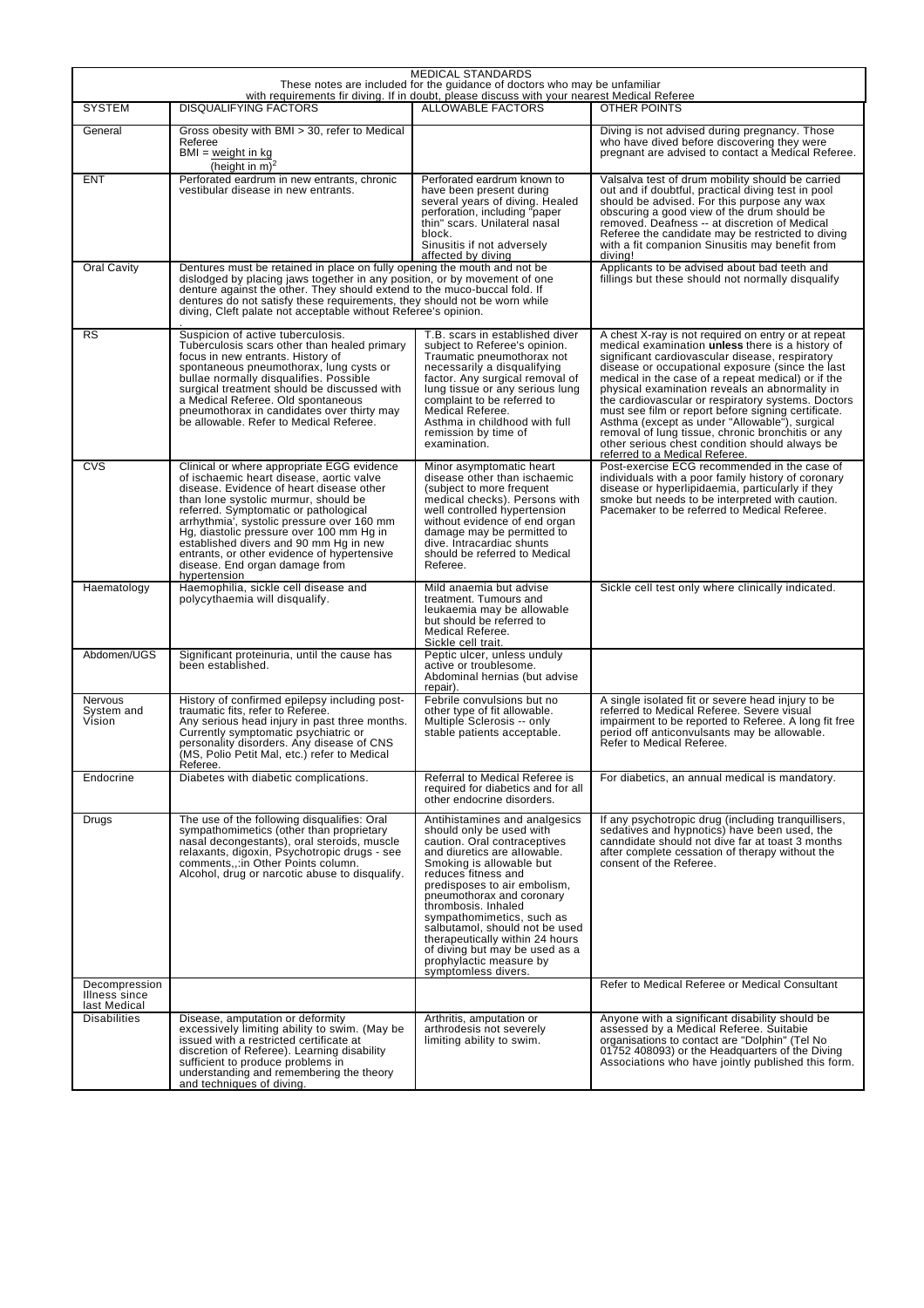MEDICAL STANDARDS

These notes are included for the guidance of doctors who may be unfamiliar with requirements fir diving. If in doubt, please discuss with your nearest Medical Referee

| SYSTEM | DISQUALIFYING FACTORS | ALLOWABLE FACTORS | OTHER POINTS |
|---|---|---|---|
| General | Gross obesity with BMI > 30, refer to Medical Referee<br>$BMI = \frac{\text{weight in kg}}{(\text{height in m})^2}$ | | Diving is not advised during pregnancy. Those who have dived before discovering they were pregnant are advised to contact a Medical Referee. |
| ENT | Perforated eardrum in new entrants, chronic vestibular disease in new entrants. | Perforated eardrum known to have been present during several years of diving. Healed perforation, including "paper thin" scars. Unilateral nasal block.<br>Sinusitis if not adversely affected by diving | Valsalva test of drum mobility should be carried out and if doubtful, practical diving test in pool should be advised. For this purpose any wax obscuring a good view of the drum should be removed. Deafness -- at discretion of Medical Referee the candidate may be restricted to diving with a fit companion Sinusitis may benefit from diving! |
| Oral Cavity | Dentures must be retained in place on fully opening the mouth and not be dislodged by placing jaws together in any position, or by movement of one denture against the other. They should extend to the muco-buccal fold. If dentures do not satisfy these requirements, they should not be worn while diving, Cleft palate not acceptable without Referee's opinion.<br>. | | Applicants to be advised about bad teeth and fillings but these should not normally disqualify |
| RS | Suspicion of active tuberculosis. Tuberculosis scars other than healed primary focus in new entrants. History of spontaneous pneumothorax, lung cysts or bullae normally disqualifies. Possible surgical treatment should be discussed with a Medical Referee. Old spontaneous pneumothorax in candidates over thirty may be allowable. Refer to Medical Referee. | T.B. scars in established diver subject to Referee's opinion. Traumatic pneumothorax not necessarily a disqualifying factor. Any surgical removal of lung tissue or any serious lung complaint to be referred to Medical Referee.<br>Asthma in childhood with full remission by time of examination. | A chest X-ray is not required on entry or at repeat medical examination **unless** there is a history of significant cardiovascular disease, respiratory disease or occupational exposure (since the last medical in the case of a repeat medical) or if the physical examination reveals an abnormality in the cardiovascular or respiratory systems. Doctors must see film or report before signing certificate. Asthma (except as under "Allowable"), surgical removal of lung tissue, chronic bronchitis or any other serious chest condition should always be referred to a Medical Referee. |
| CVS | Clinical or where appropriate EGG evidence of ischaemic heart disease, aortic valve disease. Evidence of heart disease other than lone systolic murmur, should be referred. Symptomatic or pathological arrhythmia', systolic pressure over 160 mm Hg, diastolic pressure over 100 mm Hg in established divers and 90 mm Hg in new entrants, or other evidence of hypertensive disease. End organ damage from hypertension | Minor asymptomatic heart disease other than ischaemic (subject to more frequent medical checks). Persons with well controlled hypertension without evidence of end organ damage may be permitted to dive. Intracardiac shunts should be referred to Medical Referee. | Post-exercise ECG recommended in the case of individuals with a poor family history of coronary disease or hyperlipidaemia, particularly if they smoke but needs to be interpreted with caution. Pacemaker to be referred to Medical Referee. |
| Haematology | Haemophilia, sickle cell disease and polycythaemia will disqualify. | Mild anaemia but advise treatment. Tumours and leukaemia may be allowable but should be referred to Medical Referee.<br>Sickle cell trait. | Sickle cell test only where clinically indicated. |
| Abdomen/UGS | Significant proteinuria, until the cause has been established. | Peptic ulcer, unless unduly active or troublesome.<br>Abdominal hernias (but advise repair). | |
| Nervous System and Vision | History of confirmed epilepsy including post-traumatic fits, refer to Referee.<br>Any serious head injury in past three months. Currently symptomatic psychiatric or personality disorders. Any disease of CNS (MS, Polio Petit Mal, etc.) refer to Medical Referee. | Febrile convulsions but no other type of fit allowable. Multiple Sclerosis -- only stable patients acceptable. | A single isolated fit or severe head injury to be referred to Medical Referee. Severe visual impairment to be reported to Referee. A long fit free period off anticonvulsants may be allowable. Refer to Medical Referee. |
| Endocrine | Diabetes with diabetic complications. | Referral to Medical Referee is required for diabetics and for all other endocrine disorders. | For diabetics, an annual medical is mandatory. |
| Drugs | The use of the following disqualifies: Oral sympathomimetics (other than proprietary nasal decongestants), oral steroids, muscle relaxants, digoxin, Psychotropic drugs - see comments,,:in Other Points column.<br>Alcohol, drug or narcotic abuse to disqualify. | Antihistamines and analgesics should only be used with caution. Oral contraceptives and diuretics are allowable. Smoking is allowable but reduces fitness and predisposes to air embolism, pneumothorax and coronary thrombosis. Inhaled sympathomimetics, such as salbutamol, should not be used therapeutically within 24 hours of diving but may be used as a prophylactic measure by symptomless divers. | If any psychotropic drug (including tranquillisers, sedatives and hypnotics) have been used, the canndidate should not dive far at toast 3 months after complete cessation of therapy without the consent of the Referee. |
| Decompression Illness since last Medical | | | Refer to Medical Referee or Medical Consultant |
| Disabilities | Disease, amputation or deformity excessively limiting ability to swim. (May be issued with a restricted certificate at discretion of Referee). Learning disability sufficient to produce problems in understanding and remembering the theory and techniques of diving. | Arthritis, amputation or arthrodesis not severely limiting ability to swim. | Anyone with a significant disability should be assessed by a Medical Referee. Suitabie organisations to contact are "Dolphin" (Tel No 01752 408093) or the Headquarters of the Diving Associations who have jointly published this form. |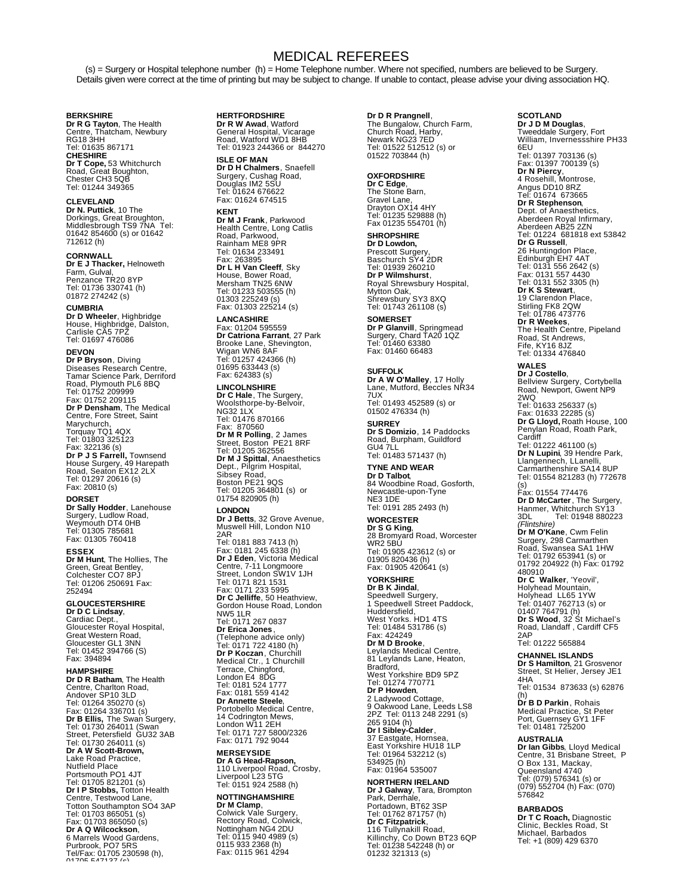# MEDICAL REFEREES

(s) = Surgery or Hospital telephone number (h) = Home Telephone number. Where not specified, numbers are believed to be Surgery. Details given were correct at the time of printing but may be subject to change. If unable to contact, please advise your diving association HQ.

**BERKSHIRE**
**Dr R G Tayton**, The Health Centre, Thatcham, Newbury RG18 3HH
Tel: 01635 867171

**CHESHIRE**
**Dr T Cope,** 53 Whitchurch Road, Great Boughton, Chester CH3 5QB
Tel: 01244 349365

**CLEVELAND**
**Dr N. Puttick**, 10 The Dorkings, Great Broughton, Middlesbrough TS9 7NA Tel: 01642 854600 (s) or 01642 712612 (h)

**CORNWALL**
**Dr E J Thacker,** Helnoweth Farm, Gulval, Penzance TR20 8YP
Tel: 01736 330741 (h) 01872 274242 (s)

**CUMBRIA**
**Dr D Wheeler**, Highbridge House, Highbridge, Dalston, Carlisle CA5 7PZ
Tel: 01697 476086

**DEVON**
**Dr P Bryson**, Diving Diseases Research Centre, Tamar Science Park, Derriford Road, Plymouth PL6 8BQ
Tel: 01752 209999
Fax: 01752 209115
**Dr P Densham**, The Medical Centre, Fore Street, Saint Marychurch, Torquay TQ1 4QX
Tel: 01803 325123
Fax: 322136 (s)
**Dr P J S Farrell,** Townsend House Surgery, 49 Harepath Road, Seaton EX12 2LX
Tel: 01297 20616 (s)
Fax: 20810 (s)

**DORSET**
**Dr Sally Hodder**, Lanehouse Surgery, Ludlow Road, Weymouth DT4 0HB
Tel: 01305 785681
Fax: 01305 760418

**ESSEX**
**Dr M Hunt**, The Hollies, The Green, Great Bentley, Colchester CO7 8PJ
Tel: 01206 250691 Fax: 252494

**GLOUCESTERSHIRE**
**Dr D C Lindsay**, Cardiac Dept., Gloucester Royal Hospital, Great Western Road, Gloucester GL1 3NN
Tel: 01452 394766 (S)
Fax: 394894

**HAMPSHIRE**
**Dr D R Batham**, The Health Centre, Charlton Road, Andover SP10 3LD
Tel: 01264 350270 (s)
Fax: 01264 336701 (s)
**Dr B Ellis,** The Swan Surgery, Tel: 01730 264011 (Swan Street, Petersfield GU32 3AB
Tel: 01730 264011 (s)
**Dr A W Scott-Brown,** Lake Road Practice, Nutfield Place Portsmouth PO1 4JT
Tel: 01705 821201 (s)
**Dr I P Stobbs,** Totton Health Centre, Testwood Lane, Totton Southampton SO4 3AP
Tel: 01703 865051 (s)
Fax: 01703 865050 (s)
**Dr A Q Wilcockson**, 6 Marrels Wood Gardens, Purbrook, PO7 5RS
Tel/Fax: 01705 230598 (h), 01705 547137 (s)

**HERTFORDSHIRE**
**Dr R W Awad**, Watford General Hospital, Vicarage Road, Watford WD1 8HB
Tel: 01923 244366 or 844270

**ISLE OF MAN**
**Dr D H Chalmers**, Snaefell Surgery, Cushag Road, Douglas IM2 5SU
Tel: 01624 676622
Fax: 01624 674515

**KENT**
**Dr M J Frank**, Parkwood Health Centre, Long Catlis Road, Parkwood, Rainham ME8 9PR
Tel: 01634 233491
Fax: 263895
**Dr L H Van Cleeff**, Sky House, Bower Road, Mersham TN25 6NW
Tel: 01233 503555 (h) 01303 225249 (s)
Fax: 01303 225214 (s)

**LANCASHIRE**
Fax: 01204 595559
**Dr Catriona Farrant**, 27 Park Brooke Lane, Shevington, Wigan WN6 8AF
Tel: 01257 424366 (h) 01695 633443 (s)
Fax: 624383 (s)

**LINCOLNSHIRE**
**Dr C Hale**, The Surgery, Woolsthorpe-by-Belvoir, NG32 1LX
Tel: 01476 870166
Fax: 870560
**Dr M R Polling**, 2 James Street, Boston PE21 8RF
Tel: 01205 362556
**Dr M J Spittal**, Anaesthetics Dept., Pilgrim Hospital, Sibsey Road, Boston PE21 9QS
Tel: 01205 364801 (s) or 01754 820905 (h)

**LONDON**
**Dr J Betts**, 32 Grove Avenue, Muswell Hill, London N10 2AR
Tel: 0181 883 7413 (h)
Fax: 0181 245 6338 (h)
**Dr J Eden**, Victoria Medical Centre, 7-11 Longmoore Street, London SW1V 1JH
Tel: 0171 821 1531
Fax: 0171 233 5995
**Dr C Jelliffe**, 50 Heathview, Gordon House Road, London NW5 1LR
Tel: 0171 267 0837
**Dr Erica Jones**, (Telephone advice only)
Tel: 0171 722 4180 (h)
**Dr P Koczan**, Churchill Medical Ctr., 1 Churchill Terrace, Chingford, London E4 8DG
Tel: 0181 524 1777
Fax: 0181 559 4142
**Dr Annette Steele**, Portobello Medical Centre, 14 Codrington Mews, London W11 2EH
Tel: 0171 727 5800/2326
Fax: 0171 792 9044

**MERSEYSIDE**
**Dr A G Head-Rapson,** 110 Liverpool Road, Crosby, Liverpool L23 5TG
Tel: 0151 924 2588 (h)

**NOTTINGHAMSHIRE**
**Dr M Clamp**, Colwick Vale Surgery, Rectory Road, Colwick, Nottingham NG4 2DU
Tel: 0115 940 4989 (s) 0115 933 2368 (h)
Fax: 0115 961 4294

**Dr D R Prangnell**, The Bungalow, Church Farm, Church Road, Harby, Newark NG23 7ED
Tel: 01522 512512 (s) or 01522 703844 (h)

**OXFORDSHIRE**
**Dr C Edge**, The Stone Barn, Gravel Lane, Drayton OX14 4HY
Tel: 01235 529888 (h)
Fax 01235 554701 (h)

**SHROPSHIRE**
**Dr D Lowdon,** Prescott Surgery, Baschurch SY4 2DR
Tel: 01939 260210
**Dr P Wilmshurst**, Royal Shrewsbury Hospital, Mytton Oak, Shrewsbury SY3 8XQ
Tel: 01743 261108 (s)

**SOMERSET**
**Dr P Glanvill**, Springmead Surgery, Chard TA20 1QZ
Tel: 01460 63380
Fax: 01460 66483

**SUFFOLK**
**Dr A W O'Malley**, 17 Holly Lane, Mutford, Beccles NR34 7UX
Tel: 01493 452589 (s) or 01502 476334 (h)

**SURREY**
**Dr S Domizio**, 14 Paddocks Road, Burpham, Guildford GU4 7LL
Tel: 01483 571437 (h)

**TYNE AND WEAR**
**Dr D Talbot**, 84 Woodbine Road, Gosforth, Newcastle-upon-Tyne NE3 1DE
Tel: 0191 285 2493 (h)

**WORCESTER**
**Dr S G King**, 28 Bromyard Road, Worcester WR2 5BU
Tel: 01905 423612 (s) or 01905 820436 (h)
Fax: 01905 420641 (s)

**YORKSHIRE**
**Dr B K Jindal**, Speedwell Surgery, 1 Speedwell Street Paddock, Huddersfield, West Yorks. HD1 4TS
Tel: 01484 531786 (s)
Fax: 424249
**Dr M D Brooke**, Leylands Medical Centre, 81 Leylands Lane, Heaton, Bradford, West Yorkshire BD9 5PZ
Tel: 01274 770771
**Dr P Howden**, 2 Ladywood Cottage, 9 Oakwood Lane, Leeds LS8 2PZ Tel: 0113 248 2291 (s) 265 9104 (h)
**Dr I Sibley-Calder**, 37 Eastgate, Hornsea, East Yorkshire HU18 1LP
Tel: 01964 532212 (s) 534925 (h)
Fax: 01964 535007

**NORTHERN IRELAND**
**Dr J Galway**, Tara, Brompton Park, Derrhale, Portadown, BT62 3SP
Tel: 01762 871757 (h)
**Dr C Fitzpatrick**, 116 Tullynakill Road, Killinchy, Co Down BT23 6QP
Tel: 01238 542248 (h) or 01232 321313 (s)

**SCOTLAND**
**Dr J D M Douglas**, Tweeddale Surgery, Fort William, Invernessshire PH33 6EU
Tel: 01397 703136 (s)
Fax: 01397 700139 (s)
**Dr N Piercy**, 4 Rosehill, Montrose, Angus DD10 8RZ
Tel: 01674 673665
**Dr R Stephenson**, Dept. of Anaesthetics, Aberdeen Royal Infirmary, Aberdeen AB25 2ZN
Tel: 01224 681818 ext 53842
**Dr G Russell**, 26 Huntingdon Place, Edinburgh EH7 4AT
Tel: 0131 556 2642 (s)
Fax: 0131 557 4430
Tel: 0131 552 3305 (h)
**Dr K S Stewart**, 19 Clarendon Place, Stirling FK8 2QW
Tel: 01786 473776
**Dr R Weekes**, The Health Centre, Pipeland Road, St Andrews, Fife, KY16 8JZ
Tel: 01334 476840

**WALES**
**Dr J Costello**, Bellview Surgery, Cortybella Road, Newport, Gwent NP9 2WQ
Tel: 01633 256337 (s)
Fax: 01633 22285 (s)
**Dr G Lloyd,** Roath House, 100 Penylan Road, Roath Park, Cardiff
Tel: 01222 461100 (s)
**Dr N Lupini**, 39 Hendre Park, Llangennech, LLanelli, Carmarthenshire SA14 8UP
Tel: 01554 821283 (h) 772678 (s)
Fax: 01554 774476
**Dr D McCarter**, The Surgery, Hanmer, Whitchurch SY13 3DL Tel: 01948 880223 *(Flintshire)*
**Dr M O'Kane**, Cwm Felin Surgery, 298 Carmarthen Road, Swansea SA1 1HW
Tel: 01792 653941 (s) or 01792 204922 (h) Fax: 01792 480910
**Dr C Walker**, 'Yeovil', Holyhead Mountain, Holyhead LL65 1YW
Tel: 01407 762713 (s) or 01407 764791 (h)
**Dr S Wood**, 32 St Michael's Road, Llandaff , Cardiff CF5 2AP
Tel: 01222 565884

**CHANNEL ISLANDS**
**Dr S Hamilton**, 21 Grosvenor Street, St Helier, Jersey JE1 4HA
Tel: 01534 873633 (s) 62876 (h)
**Dr B D Parkin**, Rohais Medical Practice, St Peter Port, Guernsey GY1 1FF
Tel: 01481 725200

**AUSTRALIA**
**Dr Ian Gibbs**, Lloyd Medical Centre, 31 Brisbane Street, P O Box 131, Mackay, Queensland 4740
Tel: (079) 576341 (s) or (079) 552704 (h) Fax: (070) 576842

**BARBADOS**
**Dr T C Roach,** Diagnostic Clinic, Beckles Road, St Michael, Barbados
Tel: +1 (809) 429 6370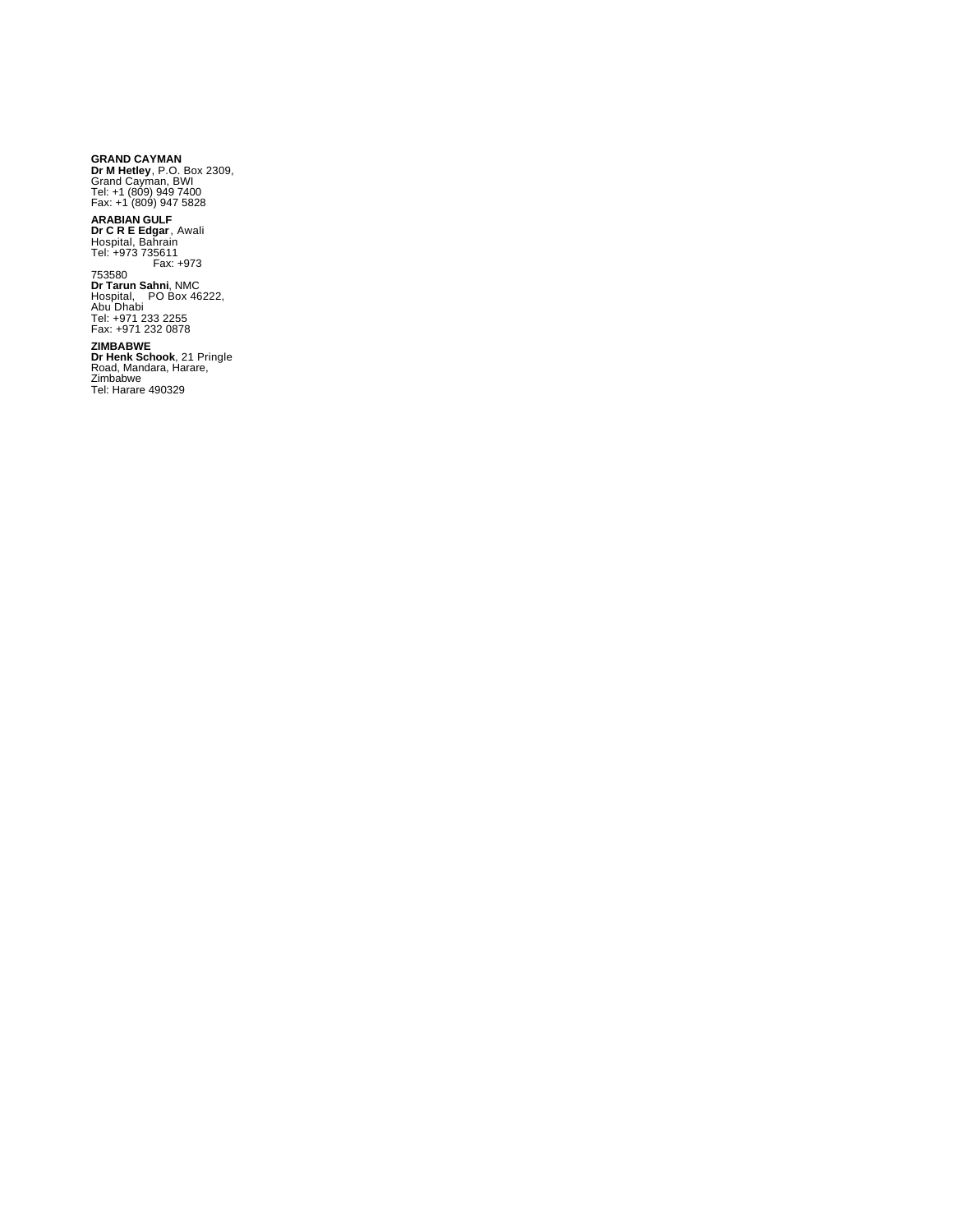**GRAND CAYMAN**
**Dr M Hetley**, P.O. Box 2309, Grand Cayman, BWI
Tel: +1 (809) 949 7400
Fax: +1 (809) 947 5828

**ARABIAN GULF**
**Dr C R E Edgar**, Awali Hospital, Bahrain
Tel: +973 735611
Fax: +973 753580

**Dr Tarun Sahni**, NMC Hospital, PO Box 46222, Abu Dhabi
Tel: +971 233 2255
Fax: +971 232 0878

**ZIMBABWE**
**Dr Henk Schook**, 21 Pringle Road, Mandara, Harare, Zimbabwe
Tel: Harare 490329